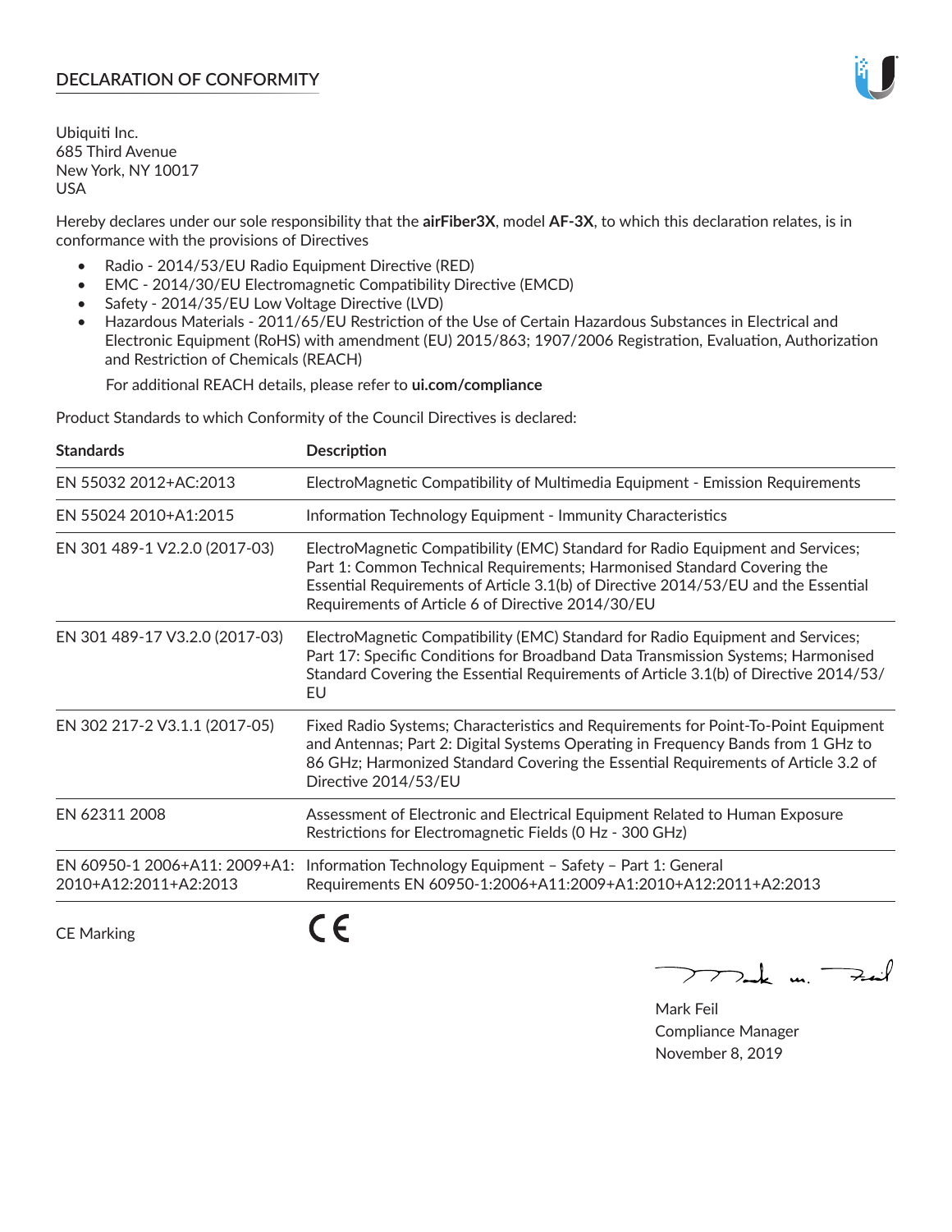# DECLARATION OF CONFORMITY

Ubiquiti Inc.
685 Third Avenue
New York, NY 10017
USA

Hereby declares under our sole responsibility that the **airFiber3X**, model **AF-3X**, to which this declaration relates, is in conformance with the provisions of Directives

- Radio - 2014/53/EU Radio Equipment Directive (RED)
- EMC - 2014/30/EU Electromagnetic Compatibility Directive (EMCD)
- Safety - 2014/35/EU Low Voltage Directive (LVD)
- Hazardous Materials - 2011/65/EU Restriction of the Use of Certain Hazardous Substances in Electrical and Electronic Equipment (RoHS) with amendment (EU) 2015/863; 1907/2006 Registration, Evaluation, Authorization and Restriction of Chemicals (REACH)

  For additional REACH details, please refer to **ui.com/compliance**

Product Standards to which Conformity of the Council Directives is declared:

| Standards | Description |
|---|---|
| EN 55032 2012+AC:2013 | ElectroMagnetic Compatibility of Multimedia Equipment - Emission Requirements |
| EN 55024 2010+A1:2015 | Information Technology Equipment - Immunity Characteristics |
| EN 301 489-1 V2.2.0 (2017-03) | ElectroMagnetic Compatibility (EMC) Standard for Radio Equipment and Services; Part 1: Common Technical Requirements; Harmonised Standard Covering the Essential Requirements of Article 3.1(b) of Directive 2014/53/EU and the Essential Requirements of Article 6 of Directive 2014/30/EU |
| EN 301 489-17 V3.2.0 (2017-03) | ElectroMagnetic Compatibility (EMC) Standard for Radio Equipment and Services; Part 17: Specific Conditions for Broadband Data Transmission Systems; Harmonised Standard Covering the Essential Requirements of Article 3.1(b) of Directive 2014/53/EU |
| EN 302 217-2 V3.1.1 (2017-05) | Fixed Radio Systems; Characteristics and Requirements for Point-To-Point Equipment and Antennas; Part 2: Digital Systems Operating in Frequency Bands from 1 GHz to 86 GHz; Harmonized Standard Covering the Essential Requirements of Article 3.2 of Directive 2014/53/EU |
| EN 62311 2008 | Assessment of Electronic and Electrical Equipment Related to Human Exposure Restrictions for Electromagnetic Fields (0 Hz - 300 GHz) |
| EN 60950-1 2006+A11: 2009+A1: 2010+A12:2011+A2:2013 | Information Technology Equipment – Safety – Part 1: General Requirements EN 60950-1:2006+A11:2009+A1:2010+A12:2011+A2:2013 |

CE Marking CE

Mark Feil
Compliance Manager
November 8, 2019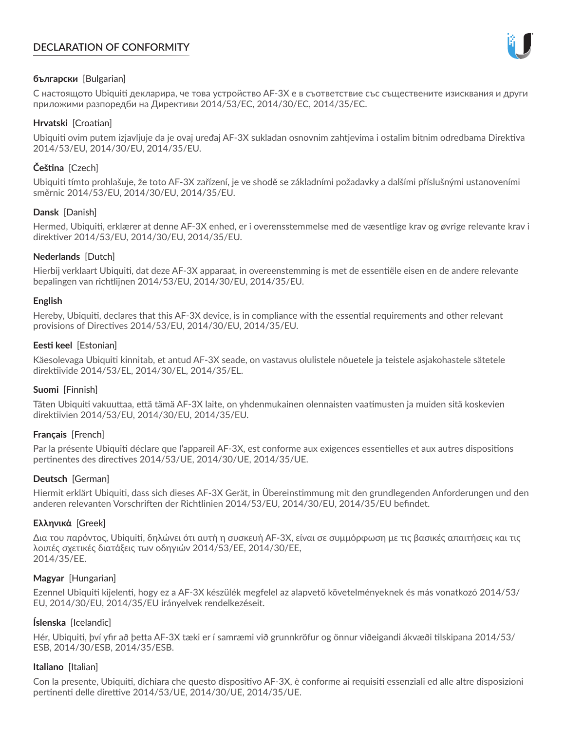# DECLARATION OF CONFORMITY

**български** [Bulgarian]

С настоящото Ubiquiti декларира, че това устройство AF-3X е в съответствие със съществените изисквания и други приложими разпоредби на Директиви 2014/53/EC, 2014/30/ЕС, 2014/35/ЕС.

**Hrvatski** [Croatian]

Ubiquiti ovim putem izjavljuje da je ovaj uređaj AF-3X sukladan osnovnim zahtjevima i ostalim bitnim odredbama Direktiva 2014/53/EU, 2014/30/EU, 2014/35/EU.

**Čeština** [Czech]

Ubiquiti tímto prohlašuje, že toto AF-3X zařízení, je ve shodě se základními požadavky a dalšími příslušnými ustanoveními směrnic 2014/53/EU, 2014/30/EU, 2014/35/EU.

**Dansk** [Danish]

Hermed, Ubiquiti, erklærer at denne AF-3X enhed, er i overensstemmelse med de væsentlige krav og øvrige relevante krav i direktiver 2014/53/EU, 2014/30/EU, 2014/35/EU.

**Nederlands** [Dutch]

Hierbij verklaart Ubiquiti, dat deze AF-3X apparaat, in overeenstemming is met de essentiële eisen en de andere relevante bepalingen van richtlijnen 2014/53/EU, 2014/30/EU, 2014/35/EU.

**English**

Hereby, Ubiquiti, declares that this AF-3X device, is in compliance with the essential requirements and other relevant provisions of Directives 2014/53/EU, 2014/30/EU, 2014/35/EU.

**Eesti keel** [Estonian]

Käesolevaga Ubiquiti kinnitab, et antud AF-3X seade, on vastavus olulistele nõuetele ja teistele asjakohastele sätetele direktiivide 2014/53/EL, 2014/30/EL, 2014/35/EL.

**Suomi** [Finnish]

Täten Ubiquiti vakuuttaa, että tämä AF-3X laite, on yhdenmukainen olennaisten vaatimusten ja muiden sitä koskevien direktiivien 2014/53/EU, 2014/30/EU, 2014/35/EU.

**Français** [French]

Par la présente Ubiquiti déclare que l'appareil AF-3X, est conforme aux exigences essentielles et aux autres dispositions pertinentes des directives 2014/53/UE, 2014/30/UE, 2014/35/UE.

**Deutsch** [German]

Hiermit erklärt Ubiquiti, dass sich dieses AF-3X Gerät, in Übereinstimmung mit den grundlegenden Anforderungen und den anderen relevanten Vorschriften der Richtlinien 2014/53/EU, 2014/30/EU, 2014/35/EU befindet.

**Ελληνικά** [Greek]

Δια του παρόντος, Ubiquiti, δηλώνει ότι αυτή η συσκευή AF-3X, είναι σε συμμόρφωση με τις βασικές απαιτήσεις και τις λοιπές σχετικές διατάξεις των οδηγιών 2014/53/EE, 2014/30/EE, 2014/35/EE.

**Magyar** [Hungarian]

Ezennel Ubiquiti kijelenti, hogy ez a AF-3X készülék megfelel az alapvető követelményeknek és más vonatkozó 2014/53/EU, 2014/30/EU, 2014/35/EU irányelvek rendelkezéseit.

**Íslenska** [Icelandic]

Hér, Ubiquiti, því yfir að þetta AF-3X tæki er í samræmi við grunnkröfur og önnur viðeigandi ákvæði tilskipana 2014/53/ESB, 2014/30/ESB, 2014/35/ESB.

**Italiano** [Italian]

Con la presente, Ubiquiti, dichiara che questo dispositivo AF-3X, è conforme ai requisiti essenziali ed alle altre disposizioni pertinenti delle direttive 2014/53/UE, 2014/30/UE, 2014/35/UE.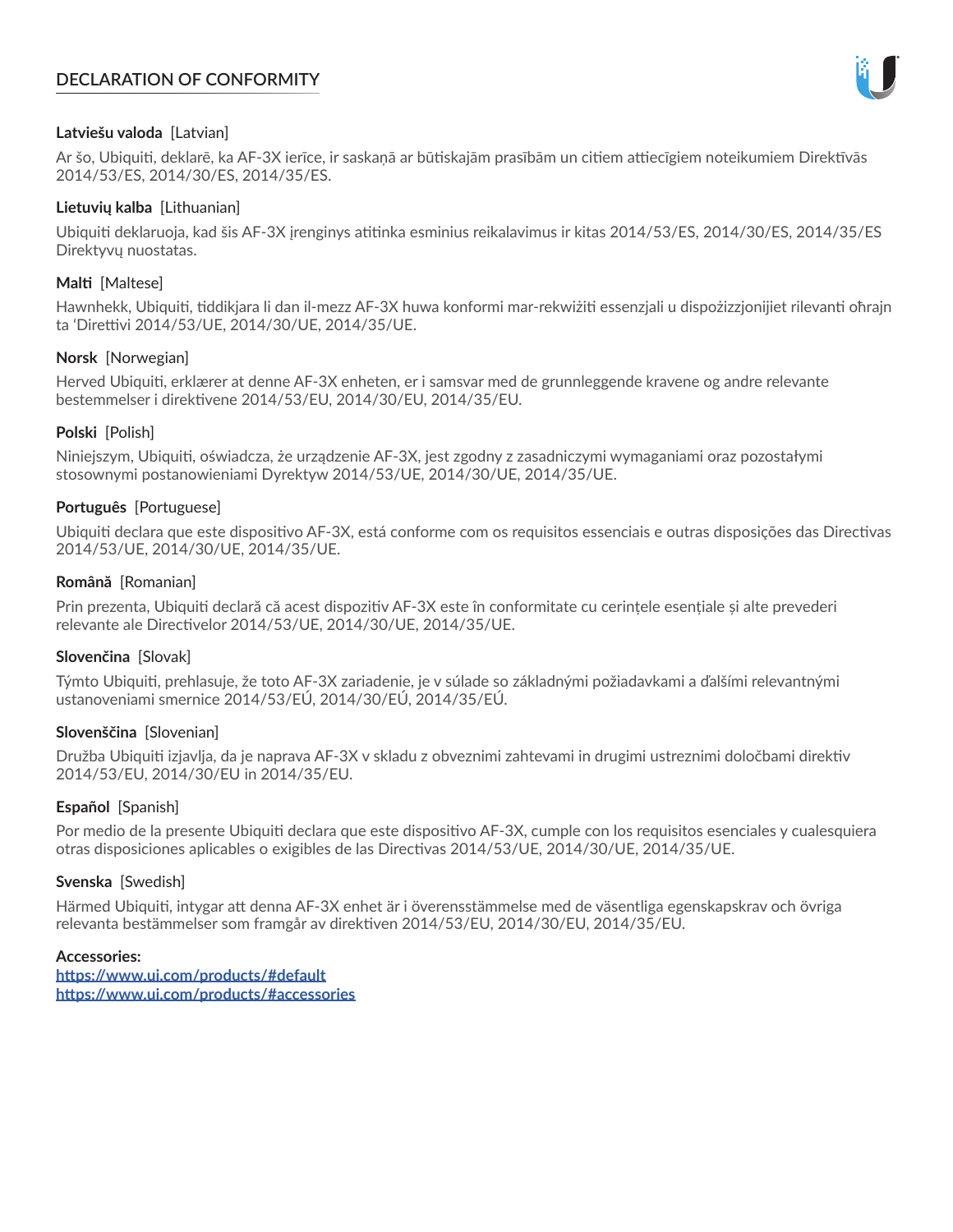# DECLARATION OF CONFORMITY

**Latviešu valoda** [Latvian]

Ar šo, Ubiquiti, deklarē, ka AF-3X ierīce, ir saskaņā ar būtiskajām prasībām un citiem attiecīgiem noteikumiem Direktīvās 2014/53/ES, 2014/30/ES, 2014/35/ES.

**Lietuvių kalba** [Lithuanian]

Ubiquiti deklaruoja, kad šis AF-3X įrenginys atitinka esminius reikalavimus ir kitas 2014/53/ES, 2014/30/ES, 2014/35/ES Direktyvų nuostatas.

**Malti** [Maltese]

Hawnhekk, Ubiquiti, tiddikjara li dan il-mezz AF-3X huwa konformi mar-rekwiżiti essenzjali u dispożizzjonijiet rilevanti oħrajn ta 'Direttivi 2014/53/UE, 2014/30/UE, 2014/35/UE.

**Norsk** [Norwegian]

Herved Ubiquiti, erklærer at denne AF-3X enheten, er i samsvar med de grunnleggende kravene og andre relevante bestemmelser i direktivene 2014/53/EU, 2014/30/EU, 2014/35/EU.

**Polski** [Polish]

Niniejszym, Ubiquiti, oświadcza, że urządzenie AF-3X, jest zgodny z zasadniczymi wymaganiami oraz pozostałymi stosownymi postanowieniami Dyrektyw 2014/53/UE, 2014/30/UE, 2014/35/UE.

**Português** [Portuguese]

Ubiquiti declara que este dispositivo AF-3X, está conforme com os requisitos essenciais e outras disposições das Directivas 2014/53/UE, 2014/30/UE, 2014/35/UE.

**Română** [Romanian]

Prin prezenta, Ubiquiti declară că acest dispozitiv AF-3X este în conformitate cu cerințele esențiale și alte prevederi relevante ale Directivelor 2014/53/UE, 2014/30/UE, 2014/35/UE.

**Slovenčina** [Slovak]

Týmto Ubiquiti, prehlasuje, že toto AF-3X zariadenie, je v súlade so základnými požiadavkami a ďalšími relevantnými ustanoveniami smernice 2014/53/EÚ, 2014/30/EÚ, 2014/35/EÚ.

**Slovenščina** [Slovenian]

Družba Ubiquiti izjavlja, da je naprava AF-3X v skladu z obveznimi zahtevami in drugimi ustreznimi določbami direktiv 2014/53/EU, 2014/30/EU in 2014/35/EU.

**Español** [Spanish]

Por medio de la presente Ubiquiti declara que este dispositivo AF-3X, cumple con los requisitos esenciales y cualesquiera otras disposiciones aplicables o exigibles de las Directivas 2014/53/UE, 2014/30/UE, 2014/35/UE.

**Svenska** [Swedish]

Härmed Ubiquiti, intygar att denna AF-3X enhet är i överensstämmelse med de väsentliga egenskapskrav och övriga relevanta bestämmelser som framgår av direktiven 2014/53/EU, 2014/30/EU, 2014/35/EU.

**Accessories:**
https://www.ui.com/products/#default
https://www.ui.com/products/#accessories